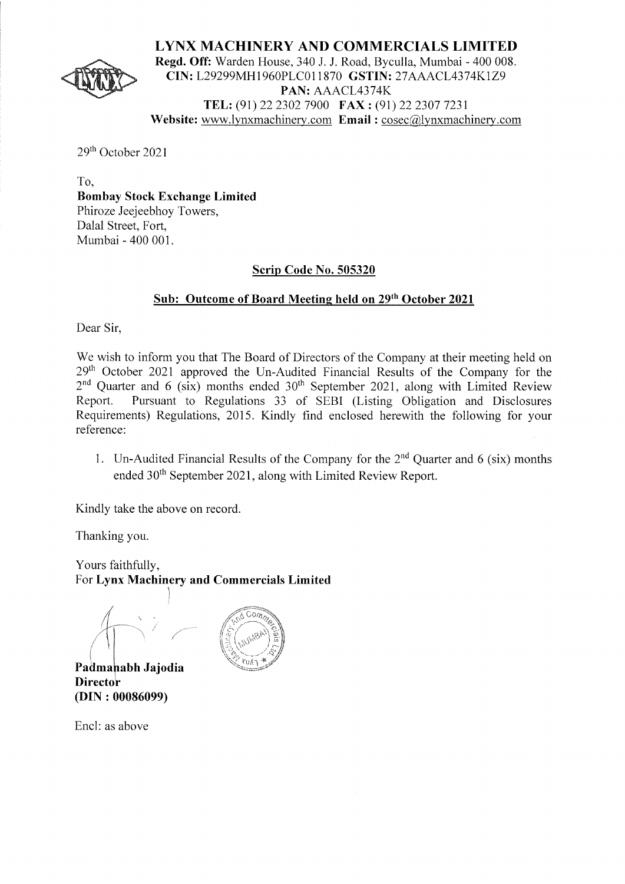# LYNX MACHINERY AND COMMERCIALS LIMITED

**Regd. Off:** Warden House, 340 J. J. Road, Byculla, Mumbai - 400 008.
**CIN:** L29299MH1960PLC011870 **GSTIN:** 27AAACL4374K1Z9
**PAN:** AAACL4374K
**TEL:** (91) 22 2302 7900 **FAX :** (91) 22 2307 7231
**Website:** www.lynxmachinery.com **Email :** cosec@lynxmachinery.com

29th October 2021

To,
**Bombay Stock Exchange Limited**
Phiroze Jeejeebhoy Towers,
Dalal Street, Fort,
Mumbai - 400 001.

**Scrip Code No. 505320**

**Sub: Outcome of Board Meeting held on 29th October 2021**

Dear Sir,

We wish to inform you that The Board of Directors of the Company at their meeting held on 29th October 2021 approved the Un-Audited Financial Results of the Company for the 2nd Quarter and 6 (six) months ended 30th September 2021, along with Limited Review Report. Pursuant to Regulations 33 of SEBI (Listing Obligation and Disclosures Requirements) Regulations, 2015. Kindly find enclosed herewith the following for your reference:

1. Un-Audited Financial Results of the Company for the 2nd Quarter and 6 (six) months ended 30th September 2021, along with Limited Review Report.

Kindly take the above on record.

Thanking you.

Yours faithfully,
For **Lynx Machinery and Commercials Limited**

**Padmanabh Jajodia**
**Director**
**(DIN : 00086099)**

Encl: as above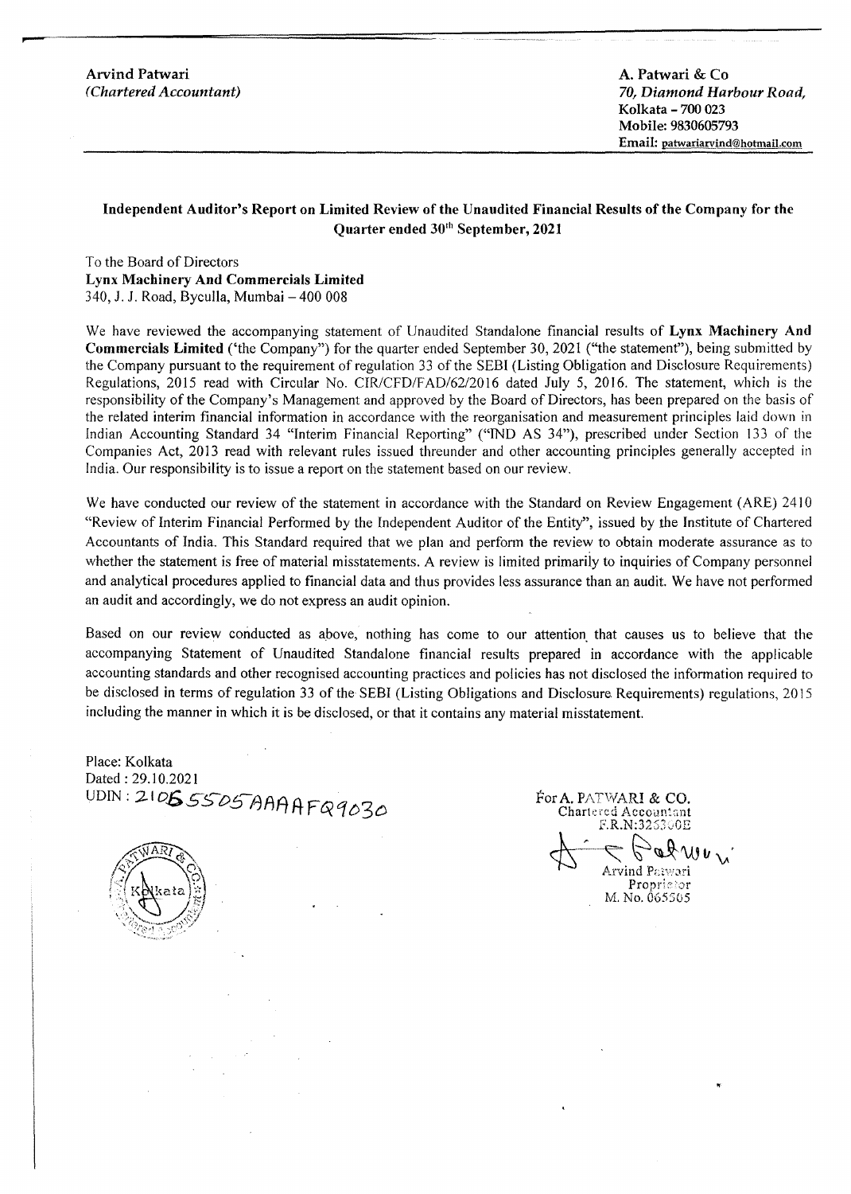**Arvind Patwari**
*(Chartered Accountant)*

**A. Patwari & Co**
***70, Diamond Harbour Road,***
**Kolkata – 700 023**
**Mobile: 9830605793**
**Email: patwariarvind@hotmail.com**

---

## Independent Auditor's Report on Limited Review of the Unaudited Financial Results of the Company for the Quarter ended 30th September, 2021

To the Board of Directors
**Lynx Machinery And Commercials Limited**
340, J. J. Road, Byculla, Mumbai – 400 008

We have reviewed the accompanying statement of Unaudited Standalone financial results of **Lynx Machinery And Commercials Limited** ('the Company") for the quarter ended September 30, 2021 ("the statement"), being submitted by the Company pursuant to the requirement of regulation 33 of the SEBI (Listing Obligation and Disclosure Requirements) Regulations, 2015 read with Circular No. CIR/CFD/FAD/62/2016 dated July 5, 2016. The statement, which is the responsibility of the Company's Management and approved by the Board of Directors, has been prepared on the basis of the related interim financial information in accordance with the reorganisation and measurement principles laid down in Indian Accounting Standard 34 "Interim Financial Reporting" ("IND AS 34"), prescribed under Section 133 of the Companies Act, 2013 read with relevant rules issued threunder and other accounting principles generally accepted in India. Our responsibility is to issue a report on the statement based on our review.

We have conducted our review of the statement in accordance with the Standard on Review Engagement (ARE) 2410 "Review of Interim Financial Performed by the Independent Auditor of the Entity", issued by the Institute of Chartered Accountants of India. This Standard required that we plan and perform the review to obtain moderate assurance as to whether the statement is free of material misstatements. A review is limited primarily to inquiries of Company personnel and analytical procedures applied to financial data and thus provides less assurance than an audit. We have not performed an audit and accordingly, we do not express an audit opinion.

Based on our review conducted as above, nothing has come to our attention that causes us to believe that the accompanying Statement of Unaudited Standalone financial results prepared in accordance with the applicable accounting standards and other recognised accounting practices and policies has not disclosed the information required to be disclosed in terms of regulation 33 of the SEBI (Listing Obligations and Disclosure Requirements) regulations, 2015 including the manner in which it is be disclosed, or that it contains any material misstatement.

Place: Kolkata
Dated : 29.10.2021
UDIN : 21065505AAAAFQ9030

For A. PATWARI & CO.
Chartered Accountant
F.R.N:326300E

Arvind Patwari
Proprietor
M. No. 065505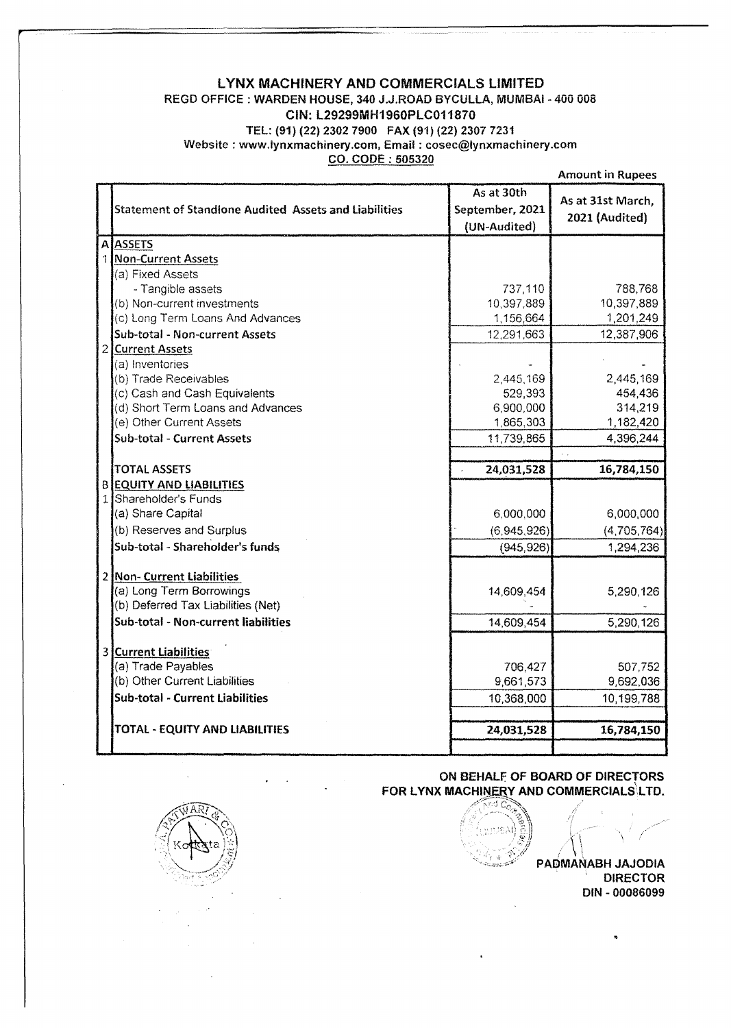# LYNX MACHINERY AND COMMERCIALS LIMITED

**REGD OFFICE : WARDEN HOUSE, 340 J.J.ROAD BYCULLA, MUMBAI - 400 008**

**CIN: L29299MH1960PLC011870**

**TEL: (91) (22) 2302 7900 FAX (91) (22) 2307 7231**

**Website : www.lynxmachinery.com, Email : cosec@lynxmachinery.com**

**CO. CODE : 505320**

Amount in Rupees

| | Statement of Standlone Audited Assets and Liabilities | As at 30th September, 2021 (UN-Audited) | As at 31st March, 2021 (Audited) |
|---|---|---|---|
| A | **ASSETS** | | |
| 1 | **Non-Current Assets** | | |
| | (a) Fixed Assets | | |
| | - Tangible assets | 737,110 | 788,768 |
| | (b) Non-current investments | 10,397,889 | 10,397,889 |
| | (c) Long Term Loans And Advances | 1,156,664 | 1,201,249 |
| | **Sub-total - Non-current Assets** | 12,291,663 | 12,387,906 |
| 2 | **Current Assets** | | |
| | (a) Inventories | - | - |
| | (b) Trade Receivables | 2,445,169 | 2,445,169 |
| | (c) Cash and Cash Equivalents | 529,393 | 454,436 |
| | (d) Short Term Loans and Advances | 6,900,000 | 314,219 |
| | (e) Other Current Assets | 1,865,303 | 1,182,420 |
| | **Sub-total - Current Assets** | 11,739,865 | 4,396,244 |
| | **TOTAL ASSETS** | **24,031,528** | **16,784,150** |
| B | **EQUITY AND LIABILITIES** | | |
| 1 | Shareholder's Funds | | |
| | (a) Share Capital | 6,000,000 | 6,000,000 |
| | (b) Reserves and Surplus | (6,945,926) | (4,705,764) |
| | **Sub-total - Shareholder's funds** | (945,926) | 1,294,236 |
| 2 | **Non- Current Liabilities** | | |
| | (a) Long Term Borrowings | 14,609,454 | 5,290,126 |
| | (b) Deferred Tax Liabilities (Net) | - | - |
| | **Sub-total - Non-current liabilities** | 14,609,454 | 5,290,126 |
| 3 | **Current Liabilities** | | |
| | (a) Trade Payables | 706,427 | 507,752 |
| | (b) Other Current Liabilities | 9,661,573 | 9,692,036 |
| | **Sub-total - Current Liabilities** | 10,368,000 | 10,199,788 |
| | **TOTAL - EQUITY AND LIABILITIES** | **24,031,528** | **16,784,150** |

**ON BEHALF OF BOARD OF DIRECTORS**
**FOR LYNX MACHINERY AND COMMERCIALS LTD.**

**PADMANABH JAJODIA**
**DIRECTOR**
**DIN - 00086099**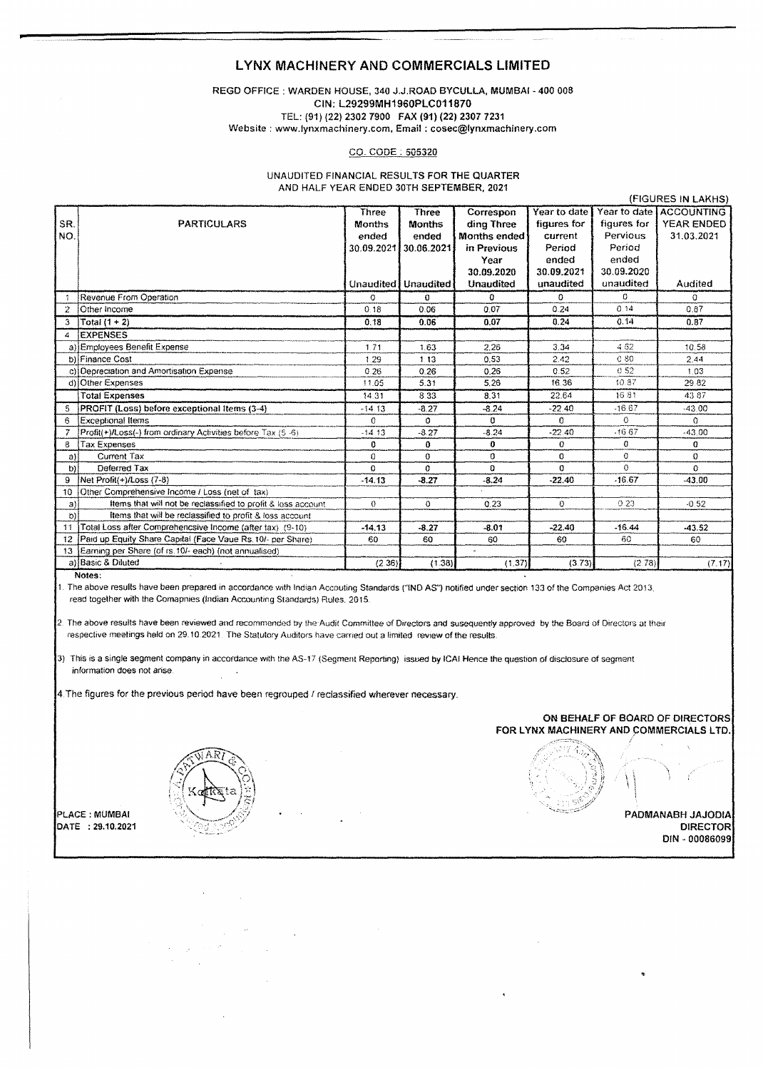# LYNX MACHINERY AND COMMERCIALS LIMITED

REGD OFFICE : WARDEN HOUSE, 340 J.J.ROAD BYCULLA, MUMBAI - 400 008
CIN: L29299MH1960PLC011870
TEL: (91) (22) 2302 7900 FAX (91) (22) 2307 7231
Website : www.lynxmachinery.com, Email : cosec@lynxmachinery.com

CO. CODE : 505320

UNAUDITED FINANCIAL RESULTS FOR THE QUARTER AND HALF YEAR ENDED 30TH SEPTEMBER, 2021

(FIGURES IN LAKHS)

| SR. NO. | PARTICULARS | Three Months ended 30.09.2021 Unaudited | Three Months ended 30.06.2021 Unaudited | Corresponding Three Months ended in Previous Year 30.09.2020 Unaudited | Year to date figures for current Period ended 30.09.2021 unaudited | Year to date figures for Pervious Period ended 30.09.2020 unaudited | ACCOUNTING YEAR ENDED 31.03.2021 Audited |
|---|---|---|---|---|---|---|---|
| 1 | Revenue From Operation | 0 | 0 | 0 | 0 | 0 | 0 |
| 2 | Other Income | 0.18 | 0.06 | 0.07 | 0.24 | 0.14 | 0.87 |
| 3 | Total (1 + 2) | 0.18 | 0.06 | 0.07 | 0.24 | 0.14 | 0.87 |
| 4 | EXPENSES | | | | | | |
| a) | Employees Benefit Expense | 1.71 | 1.63 | 2.26 | 3.34 | 4.62 | 10.58 |
| b) | Finance Cost | 1.29 | 1.13 | 0.53 | 2.42 | 0.80 | 2.44 |
| c) | Depreciation and Amortisation Expense | 0.26 | 0.26 | 0.26 | 0.52 | 0.52 | 1.03 |
| d) | Other Expenses | 11.05 | 5.31 | 5.26 | 16.36 | 10.87 | 29.82 |
| | Total Expenses | 14.31 | 8.33 | 8.31 | 22.64 | 16.81 | 43.87 |
| 5 | PROFIT (Loss) before exceptional Items (3-4) | -14.13 | -8.27 | -8.24 | -22.40 | -16.67 | -43.00 |
| 6 | Exceptional Items | 0 | 0 | 0 | 0 | 0 | 0 |
| 7 | Profit(+)/Loss(-) from ordinary Activities before Tax (5 -6) | -14.13 | -8.27 | -8.24 | -22.40 | -16.67 | -43.00 |
| 8 | Tax Expenses | 0 | 0 | 0 | 0 | 0 | 0 |
| a) | Current Tax | 0 | 0 | 0 | 0 | 0 | 0 |
| b) | Deferred Tax | 0 | 0 | 0 | 0 | 0 | 0 |
| 9 | Net Profit(+)/Loss (7-8) | -14.13 | -8.27 | -8.24 | -22.40 | -16.67 | -43.00 |
| 10 | Other Comprehensive Income / Loss (net of tax) | | | | | | |
| a) | Items that will not be reclassified to profit & loss account | 0 | 0 | 0.23 | 0 | 0.23 | -0.52 |
| b) | Items that will be reclassified to profit & loss account | | | | | | |
| 11 | Total Loss after Comprehensive Income (after tax) (9-10) | -14.13 | -8.27 | -8.01 | -22.40 | -16.44 | -43.52 |
| 12 | Paid up Equity Share Capital (Face Vaue Rs.10/- per Share) | 60 | 60 | 60 | 60 | 60 | 60 |
| 13 | Earning per Share (of rs.10/- each) (not annualised) | | | | | | |
| a) | Basic & Diluted | (2.36) | (1.38) | (1.37) | (3.73) | (2.78) | (7.17) |

**Notes:**

1. The above results have been prepared in accordance with Indian Accouting Standards ("IND AS") notified under section 133 of the Companies Act 2013, read together with the Comapnies (Indian Accounting Standards) Rules, 2015.

2. The above results have been reviewed and recommended by the Audit Committee of Directors and susequently approved by the Board of Directors at their respective meetings held on 29.10.2021. The Statutory Auditors have carried out a limited review of the results.

3) This is a single segment company in accordance with the AS-17 (Segment Reporting) issued by ICAI Hence the question of disclosure of segment information does not arise.

4. The figures for the previous period have been regrouped / reclassified wherever necessary.

ON BEHALF OF BOARD OF DIRECTORS
FOR LYNX MACHINERY AND COMMERCIALS LTD.

PLACE : MUMBAI
DATE : 29.10.2021

PADMANABH JAJODIA
DIRECTOR
DIN - 00086099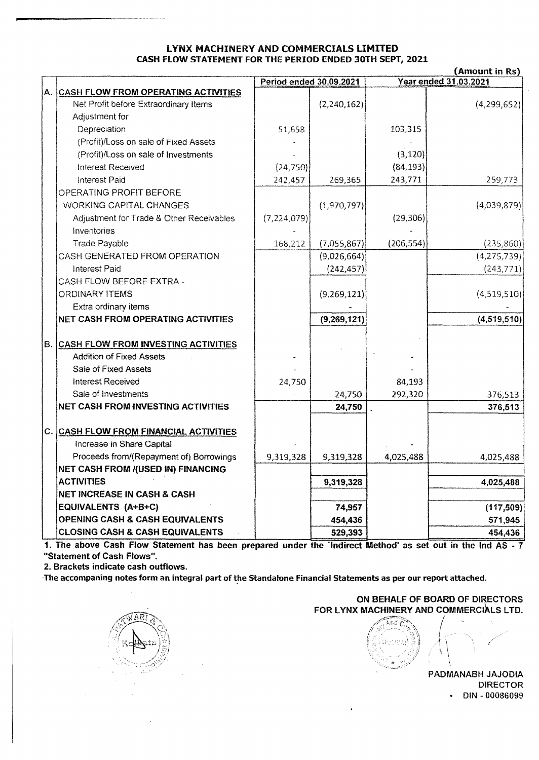# LYNX MACHINERY AND COMMERCIALS LIMITED

## CASH FLOW STATEMENT FOR THE PERIOD ENDED 30TH SEPT, 2021

(Amount in Rs)

| | | Period ended 30.09.2021 | | Year ended 31.03.2021 | |
|---|---|---|---|---|---|
| **A.** | **CASH FLOW FROM OPERATING ACTIVITIES** | | | | |
| | Net Profit before Extraordinary Items | | (2,240,162) | | (4,299,652) |
| | Adjustment for | | | | |
| | Depreciation | 51,658 | | 103,315 | |
| | (Profit)/Loss on sale of Fixed Assets | - | | - | |
| | (Profit)/Loss on sale of Investments | - | | (3,120) | |
| | Interest Received | (24,750) | | (84,193) | |
| | Interest Paid | 242,457 | 269,365 | 243,771 | 259,773 |
| | OPERATING PROFIT BEFORE WORKING CAPITAL CHANGES | | (1,970,797) | | (4,039,879) |
| | Adjustment for Trade & Other Receivables | (7,224,079) | | (29,306) | |
| | Inventories | | | - | |
| | Trade Payable | 168,212 | (7,055,867) | (206,554) | (235,860) |
| | CASH GENERATED FROM OPERATION | | (9,026,664) | | (4,275,739) |
| | Interest Paid | | (242,457) | | (243,771) |
| | CASH FLOW BEFORE EXTRA - ORDINARY ITEMS | | (9,269,121) | | (4,519,510) |
| | Extra ordinary items | | - | | - |
| | **NET CASH FROM OPERATING ACTIVITIES** | | **(9,269,121)** | | **(4,519,510)** |
| **B.** | **CASH FLOW FROM INVESTING ACTIVITIES** | | | | |
| | Addition of Fixed Assets | - | | - | |
| | Sale of Fixed Assets | - | | - | |
| | Interest Received | 24,750 | | 84,193 | |
| | Sale of Investments | - | 24,750 | 292,320 | 376,513 |
| | **NET CASH FROM INVESTING ACTIVITIES** | | **24,750** | | **376,513** |
| **C.** | **CASH FLOW FROM FINANCIAL ACTIVITIES** | | | | |
| | Increase in Share Capital | - | | - | |
| | Proceeds from/(Repayment of) Borrowings | 9,319,328 | 9,319,328 | 4,025,488 | 4,025,488 |
| | **NET CASH FROM /(USED IN) FINANCING ACTIVITIES** | | **9,319,328** | | **4,025,488** |
| | **NET INCREASE IN CASH & CASH EQUIVALENTS (A+B+C)** | | **74,957** | | **(117,509)** |
| | **OPENING CASH & CASH EQUIVALENTS** | | **454,436** | | **571,945** |
| | **CLOSING CASH & CASH EQUIVALENTS** | | **529,393** | | **454,436** |

**1. The above Cash Flow Statement has been prepared under the 'Indirect Method' as set out in the Ind AS - 7 "Statement of Cash Flows".**

**2. Brackets indicate cash outflows.**

**The accompaning notes form an integral part of the Standalone Financial Statements as per our report attached.**

**ON BEHALF OF BOARD OF DIRECTORS**
**FOR LYNX MACHINERY AND COMMERCIALS LTD.**

**PADMANABH JAJODIA**
**DIRECTOR**
**DIN - 00086099**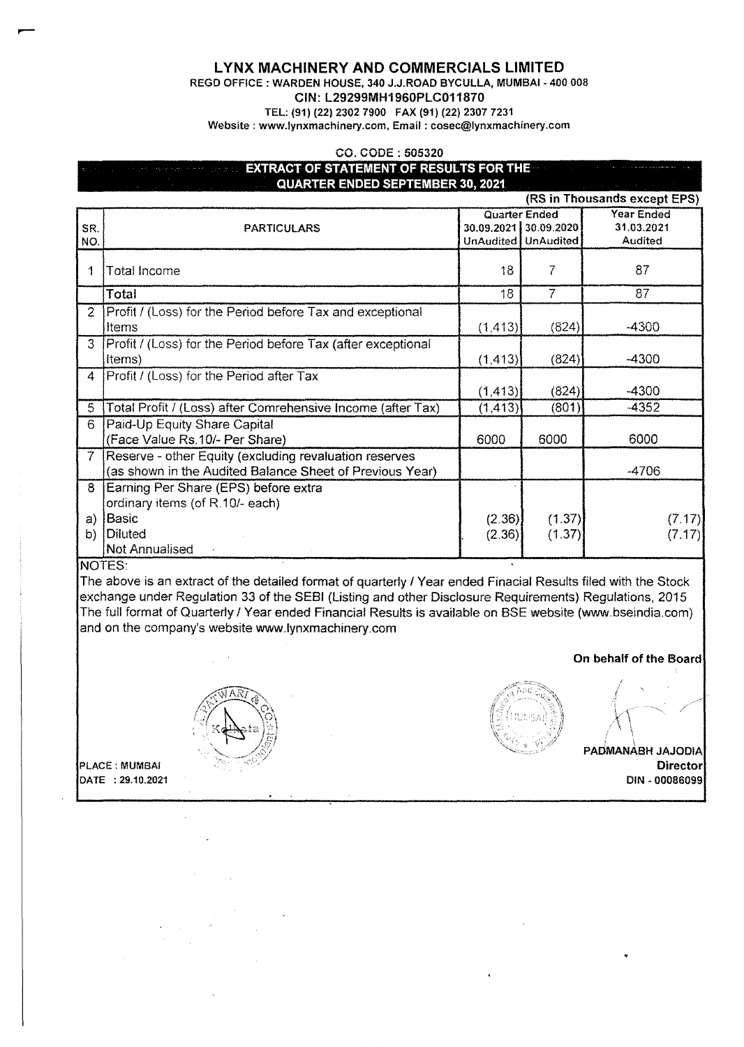# LYNX MACHINERY AND COMMERCIALS LIMITED

**REGD OFFICE : WARDEN HOUSE, 340 J.J.ROAD BYCULLA, MUMBAI - 400 008**

**CIN: L29299MH1960PLC011870**

TEL: (91) (22) 2302 7900 FAX (91) (22) 2307 7231

Website : www.lynxmachinery.com, Email : cosec@lynxmachinery.com

CO. CODE : 505320

## EXTRACT OF STATEMENT OF RESULTS FOR THE QUARTER ENDED SEPTEMBER 30, 2021

(RS in Thousands except EPS)

| SR. NO. | PARTICULARS | Quarter Ended 30.09.2021 UnAudited | Quarter Ended 30.09.2020 UnAudited | Year Ended 31.03.2021 Audited |
|---|---|---|---|---|
| 1 | Total Income | 18 | 7 | 87 |
| | Total | 18 | 7 | 87 |
| 2 | Profit / (Loss) for the Period before Tax and exceptional Items | (1,413) | (824) | -4300 |
| 3 | Profit / (Loss) for the Period before Tax (after exceptional Items) | (1,413) | (824) | -4300 |
| 4 | Profit / (Loss) for the Period after Tax | (1,413) | (824) | -4300 |
| 5 | Total Profit / (Loss) after Comrehensive Income (after Tax) | (1,413) | (801) | -4352 |
| 6 | Paid-Up Equity Share Capital (Face Value Rs.10/- Per Share) | 6000 | 6000 | 6000 |
| 7 | Reserve - other Equity (excluding revaluation reserves (as shown in the Audited Balance Sheet of Previous Year) | | | -4706 |
| 8 | Earning Per Share (EPS) before extra ordinary items (of R.10/- each) | | | |
| a) | Basic | (2.36) | (1.37) | (7.17) |
| b) | Diluted | (2.36) | (1.37) | (7.17) |
| | Not Annualised | | | |

NOTES:

The above is an extract of the detailed format of quarterly / Year ended Finacial Results filed with the Stock exchange under Regulation 33 of the SEBI (Listing and other Disclosure Requirements) Regulations, 2015 The full format of Quarterly / Year ended Financial Results is available on BSE website (www.bseindia.com) and on the company's website www.lynxmachinery.com

**On behalf of the Board**

**PADMANABH JAJODIA**
**Director**
**DIN - 00086099**

PLACE : MUMBAI
DATE : 29.10.2021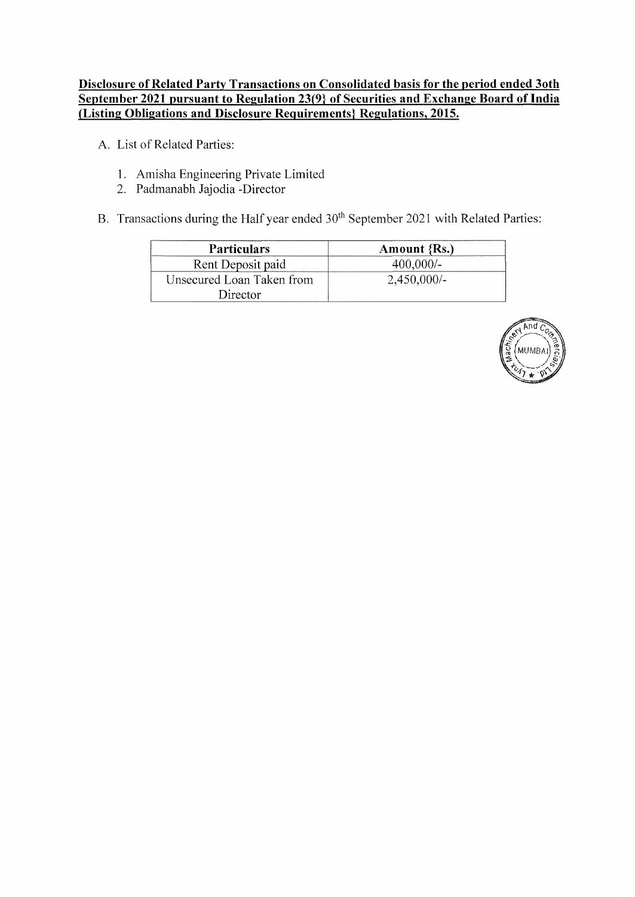**Disclosure of Related Party Transactions on Consolidated basis for the period ended 3oth September 2021 pursuant to Regulation 23(9} of Securities and Exchange Board of India (Listing Obligations and Disclosure Requirements} Regulations, 2015.**

A. List of Related Parties:

1. Amisha Engineering Private Limited
2. Padmanabh Jajodia -Director

B. Transactions during the Half year ended 30th September 2021 with Related Parties:

| Particulars | Amount {Rs.) |
|---|---|
| Rent Deposit paid | 400,000/- |
| Unsecured Loan Taken from Director | 2,450,000/- |